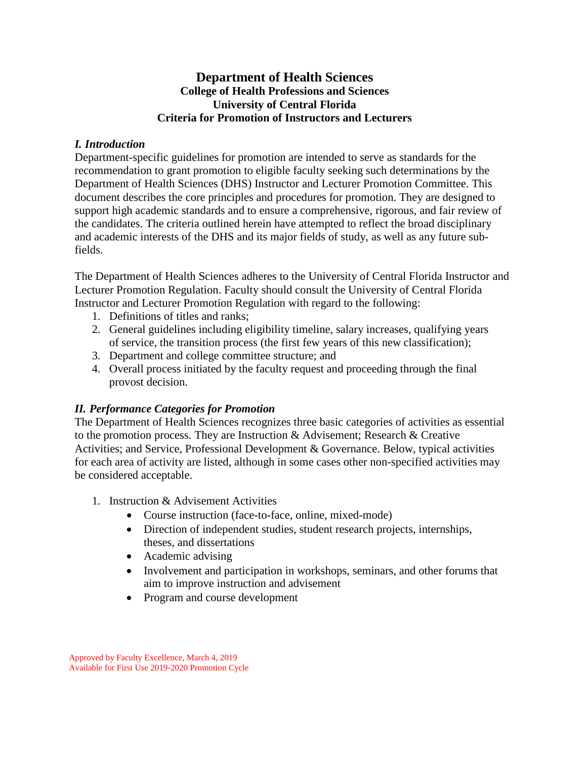# Department of Health Sciences

**College of Health Professions and Sciences**
**University of Central Florida**
**Criteria for Promotion of Instructors and Lecturers**

## *I. Introduction*

Department-specific guidelines for promotion are intended to serve as standards for the recommendation to grant promotion to eligible faculty seeking such determinations by the Department of Health Sciences (DHS) Instructor and Lecturer Promotion Committee. This document describes the core principles and procedures for promotion. They are designed to support high academic standards and to ensure a comprehensive, rigorous, and fair review of the candidates. The criteria outlined herein have attempted to reflect the broad disciplinary and academic interests of the DHS and its major fields of study, as well as any future sub-fields.

The Department of Health Sciences adheres to the University of Central Florida Instructor and Lecturer Promotion Regulation. Faculty should consult the University of Central Florida Instructor and Lecturer Promotion Regulation with regard to the following:

1. Definitions of titles and ranks;
2. General guidelines including eligibility timeline, salary increases, qualifying years of service, the transition process (the first few years of this new classification);
3. Department and college committee structure; and
4. Overall process initiated by the faculty request and proceeding through the final provost decision.

## *II. Performance Categories for Promotion*

The Department of Health Sciences recognizes three basic categories of activities as essential to the promotion process. They are Instruction & Advisement; Research & Creative Activities; and Service, Professional Development & Governance. Below, typical activities for each area of activity are listed, although in some cases other non-specified activities may be considered acceptable.

1. Instruction & Advisement Activities
    - Course instruction (face-to-face, online, mixed-mode)
    - Direction of independent studies, student research projects, internships, theses, and dissertations
    - Academic advising
    - Involvement and participation in workshops, seminars, and other forums that aim to improve instruction and advisement
    - Program and course development

Approved by Faculty Excellence, March 4, 2019
Available for First Use 2019-2020 Promotion Cycle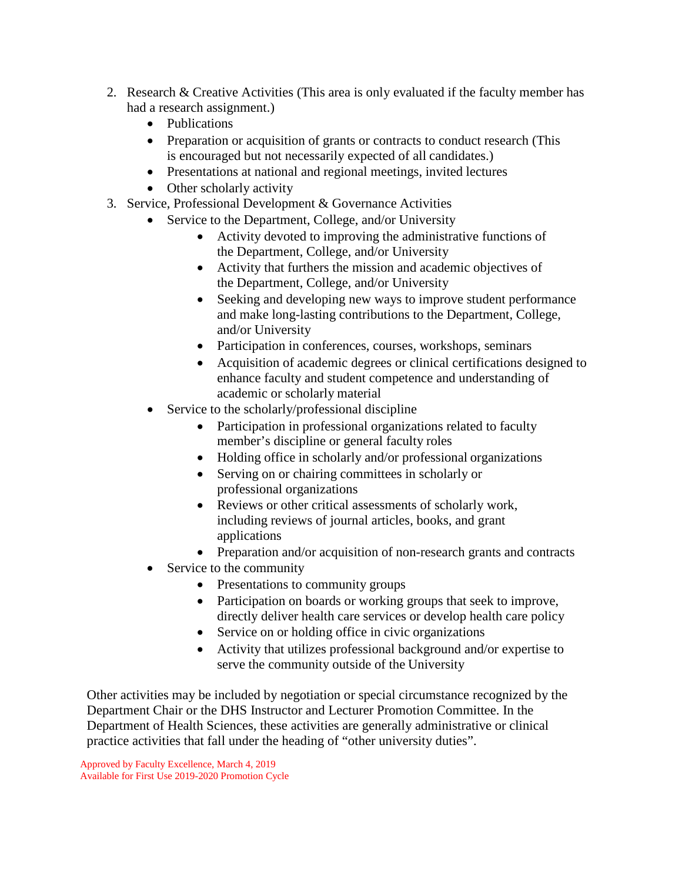2. Research & Creative Activities (This area is only evaluated if the faculty member has had a research assignment.)
    - Publications
    - Preparation or acquisition of grants or contracts to conduct research (This is encouraged but not necessarily expected of all candidates.)
    - Presentations at national and regional meetings, invited lectures
    - Other scholarly activity
3. Service, Professional Development & Governance Activities
    - Service to the Department, College, and/or University
        - Activity devoted to improving the administrative functions of the Department, College, and/or University
        - Activity that furthers the mission and academic objectives of the Department, College, and/or University
        - Seeking and developing new ways to improve student performance and make long-lasting contributions to the Department, College, and/or University
        - Participation in conferences, courses, workshops, seminars
        - Acquisition of academic degrees or clinical certifications designed to enhance faculty and student competence and understanding of academic or scholarly material
    - Service to the scholarly/professional discipline
        - Participation in professional organizations related to faculty member's discipline or general faculty roles
        - Holding office in scholarly and/or professional organizations
        - Serving on or chairing committees in scholarly or professional organizations
        - Reviews or other critical assessments of scholarly work, including reviews of journal articles, books, and grant applications
        - Preparation and/or acquisition of non-research grants and contracts
    - Service to the community
        - Presentations to community groups
        - Participation on boards or working groups that seek to improve, directly deliver health care services or develop health care policy
        - Service on or holding office in civic organizations
        - Activity that utilizes professional background and/or expertise to serve the community outside of the University

Other activities may be included by negotiation or special circumstance recognized by the Department Chair or the DHS Instructor and Lecturer Promotion Committee. In the Department of Health Sciences, these activities are generally administrative or clinical practice activities that fall under the heading of "other university duties".

Approved by Faculty Excellence, March 4, 2019
Available for First Use 2019-2020 Promotion Cycle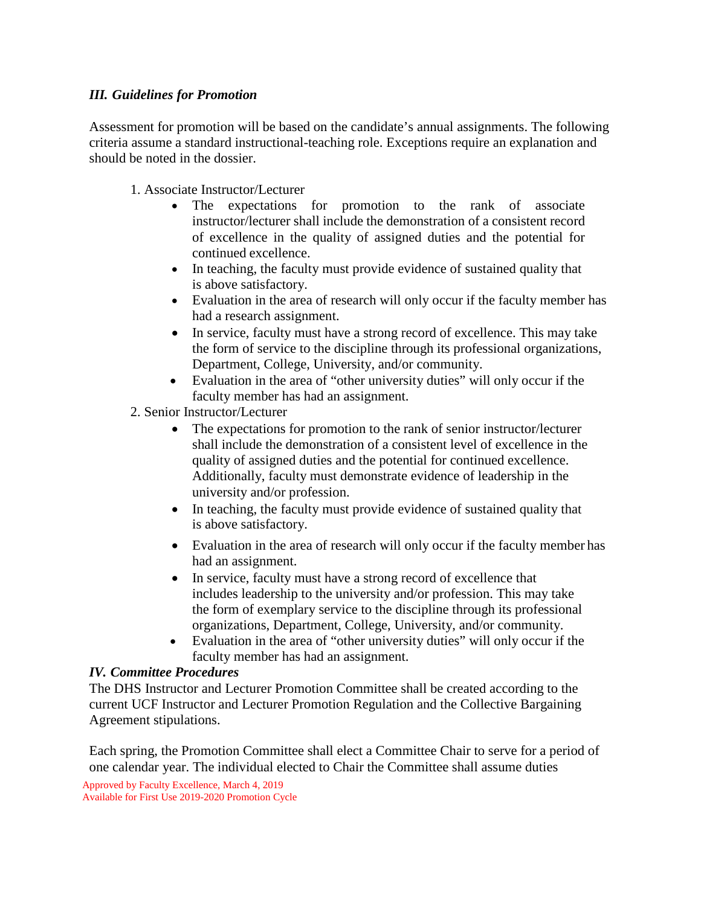### *III. Guidelines for Promotion*

Assessment for promotion will be based on the candidate's annual assignments. The following criteria assume a standard instructional-teaching role. Exceptions require an explanation and should be noted in the dossier.

1. Associate Instructor/Lecturer
   - The expectations for promotion to the rank of associate instructor/lecturer shall include the demonstration of a consistent record of excellence in the quality of assigned duties and the potential for continued excellence.
   - In teaching, the faculty must provide evidence of sustained quality that is above satisfactory.
   - Evaluation in the area of research will only occur if the faculty member has had a research assignment.
   - In service, faculty must have a strong record of excellence. This may take the form of service to the discipline through its professional organizations, Department, College, University, and/or community.
   - Evaluation in the area of "other university duties" will only occur if the faculty member has had an assignment.
2. Senior Instructor/Lecturer
   - The expectations for promotion to the rank of senior instructor/lecturer shall include the demonstration of a consistent level of excellence in the quality of assigned duties and the potential for continued excellence. Additionally, faculty must demonstrate evidence of leadership in the university and/or profession.
   - In teaching, the faculty must provide evidence of sustained quality that is above satisfactory.
   - Evaluation in the area of research will only occur if the faculty member has had an assignment.
   - In service, faculty must have a strong record of excellence that includes leadership to the university and/or profession. This may take the form of exemplary service to the discipline through its professional organizations, Department, College, University, and/or community.
   - Evaluation in the area of "other university duties" will only occur if the faculty member has had an assignment.

### *IV. Committee Procedures*

The DHS Instructor and Lecturer Promotion Committee shall be created according to the current UCF Instructor and Lecturer Promotion Regulation and the Collective Bargaining Agreement stipulations.

Each spring, the Promotion Committee shall elect a Committee Chair to serve for a period of one calendar year. The individual elected to Chair the Committee shall assume duties

Approved by Faculty Excellence, March 4, 2019
Available for First Use 2019-2020 Promotion Cycle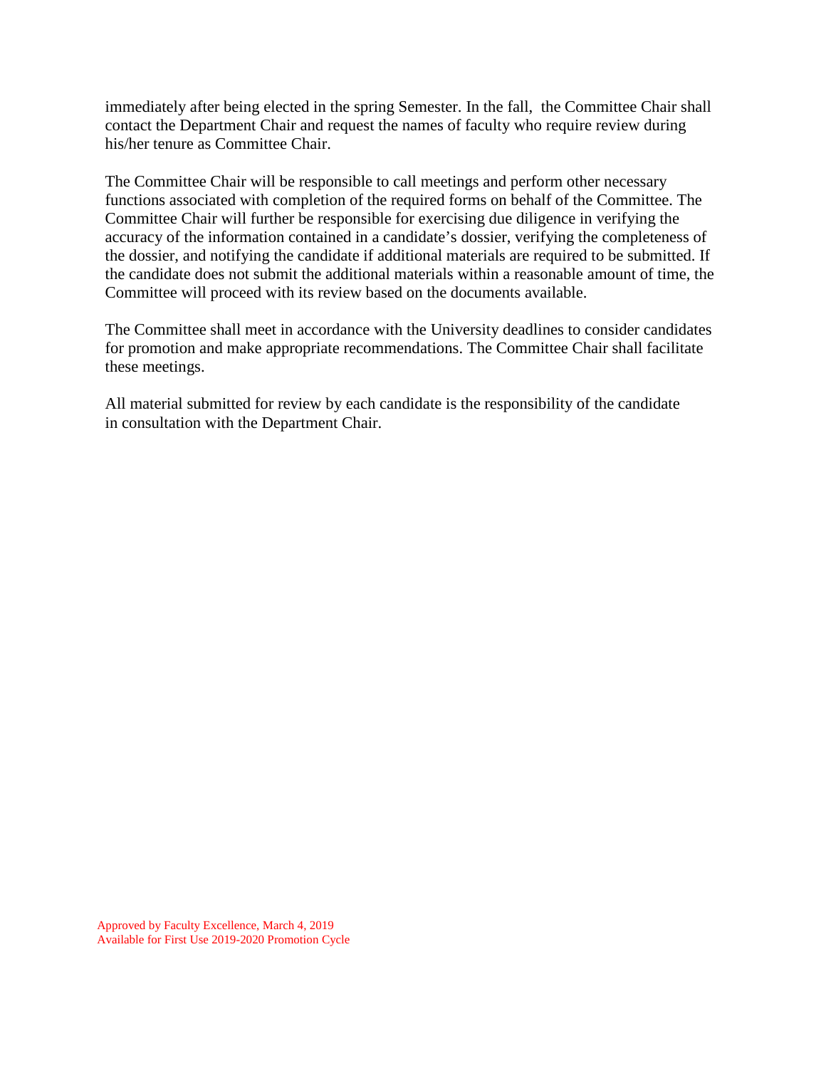immediately after being elected in the spring Semester. In the fall, the Committee Chair shall contact the Department Chair and request the names of faculty who require review during his/her tenure as Committee Chair.

The Committee Chair will be responsible to call meetings and perform other necessary functions associated with completion of the required forms on behalf of the Committee. The Committee Chair will further be responsible for exercising due diligence in verifying the accuracy of the information contained in a candidate's dossier, verifying the completeness of the dossier, and notifying the candidate if additional materials are required to be submitted. If the candidate does not submit the additional materials within a reasonable amount of time, the Committee will proceed with its review based on the documents available.

The Committee shall meet in accordance with the University deadlines to consider candidates for promotion and make appropriate recommendations. The Committee Chair shall facilitate these meetings.

All material submitted for review by each candidate is the responsibility of the candidate in consultation with the Department Chair.

Approved by Faculty Excellence, March 4, 2019
Available for First Use 2019-2020 Promotion Cycle